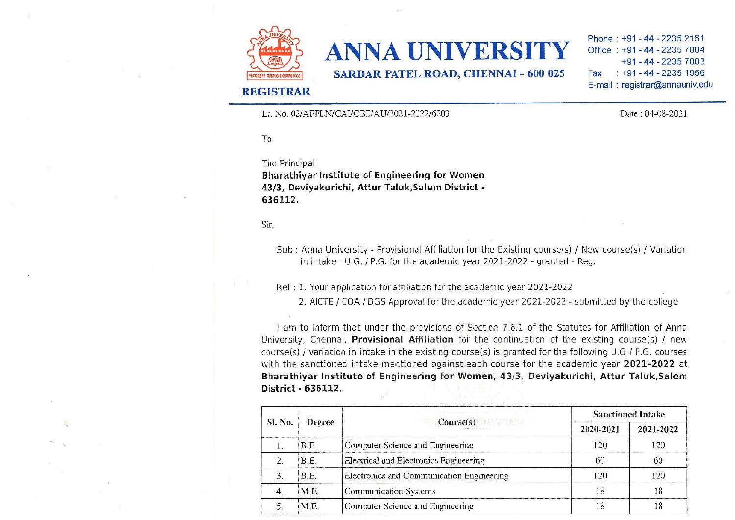# ANNA UNIVERSITY

**SARDAR PATEL ROAD, CHENNAI - 600 025**

**REGISTRAR**

Phone : +91 - 44 - 2235 2161
Office : +91 - 44 - 2235 7004
+91 - 44 - 2235 7003
Fax : +91 - 44 - 2235 1956
E-mail : registrar@annauniv.edu

Lr. No. 02/AFFLN/CAI/CBE/AU/2021-2022/6203

Date : 04-08-2021

To

The Principal
**Bharathiyar Institute of Engineering for Women**
**43/3, Deviyakurichi, Attur Taluk,Salem District - 636112.**

Sir,

Sub : Anna University - Provisional Affiliation for the Existing course(s) / New course(s) / Variation in intake - U.G. / P.G. for the academic year 2021-2022 - granted - Reg.

Ref : 1. Your application for affiliation for the academic year 2021-2022
2. AICTE / COA / DGS Approval for the academic year 2021-2022 - submitted by the college

I am to inform that under the provisions of Section 7.6.1 of the Statutes for Affiliation of Anna University, Chennai, **Provisional Affiliation** for the continuation of the existing course(s) / new course(s) / variation in intake in the existing course(s) is granted for the following U.G / P.G. courses with the sanctioned intake mentioned against each course for the academic year **2021-2022** at **Bharathiyar Institute of Engineering for Women, 43/3, Deviyakurichi, Attur Taluk,Salem District - 636112.**

| Sl. No. | Degree | Course(s) | Sanctioned Intake | |
|---|---|---|---|---|
| | | | 2020-2021 | 2021-2022 |
| 1. | B.E. | Computer Science and Engineering | 120 | 120 |
| 2. | B.E. | Electrical and Electronics Engineering | 60 | 60 |
| 3. | B.E. | Electronics and Communication Engineering | 120 | 120 |
| 4. | M.E. | Communication Systems | 18 | 18 |
| 5. | M.E. | Computer Science and Engineering | 18 | 18 |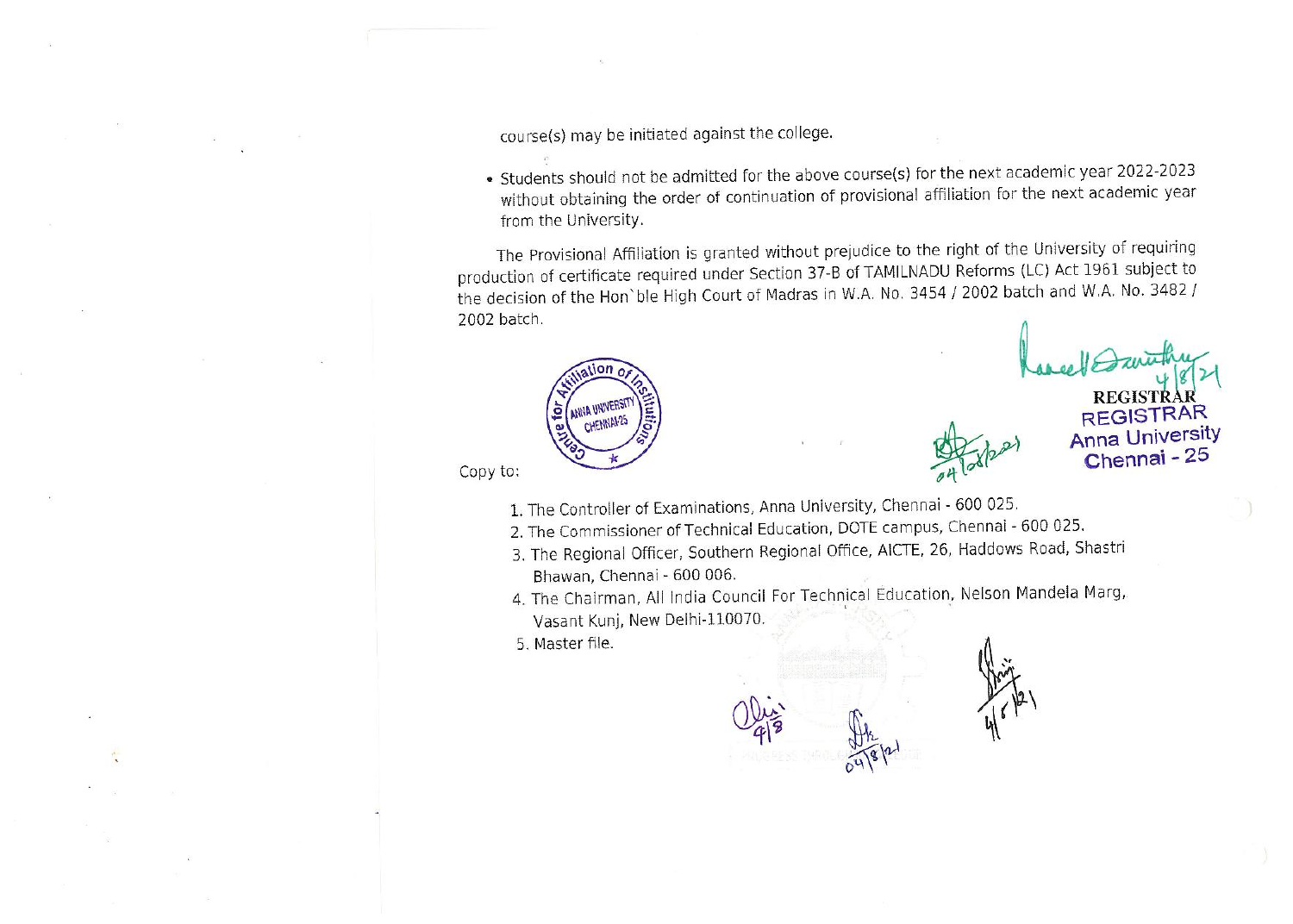course(s) may be initiated against the college.

- Students should not be admitted for the above course(s) for the next academic year 2022-2023 without obtaining the order of continuation of provisional affiliation for the next academic year from the University.

The Provisional Affiliation is granted without prejudice to the right of the University of requiring production of certificate required under Section 37-B of TAMILNADU Reforms (LC) Act 1961 subject to the decision of the Hon`ble High Court of Madras in W.A. No. 3454 / 2002 batch and W.A. No. 3482 / 2002 batch.

Centre for Affiliation of Institutions
ANNA UNIVERSITY
CHENNAI-25

4/8/21

REGISTRAR

REGISTRAR
Anna University
Chennai - 25

04/08/2021

Copy to:

1. The Controller of Examinations, Anna University, Chennai - 600 025.
2. The Commissioner of Technical Education, DOTE campus, Chennai - 600 025.
3. The Regional Officer, Southern Regional Office, AICTE, 26, Haddows Road, Shastri Bhawan, Chennai - 600 006.
4. The Chairman, All India Council For Technical Education, Nelson Mandela Marg, Vasant Kunj, New Delhi-110070.
5. Master file.

4/8

04/8/21

4/8/21